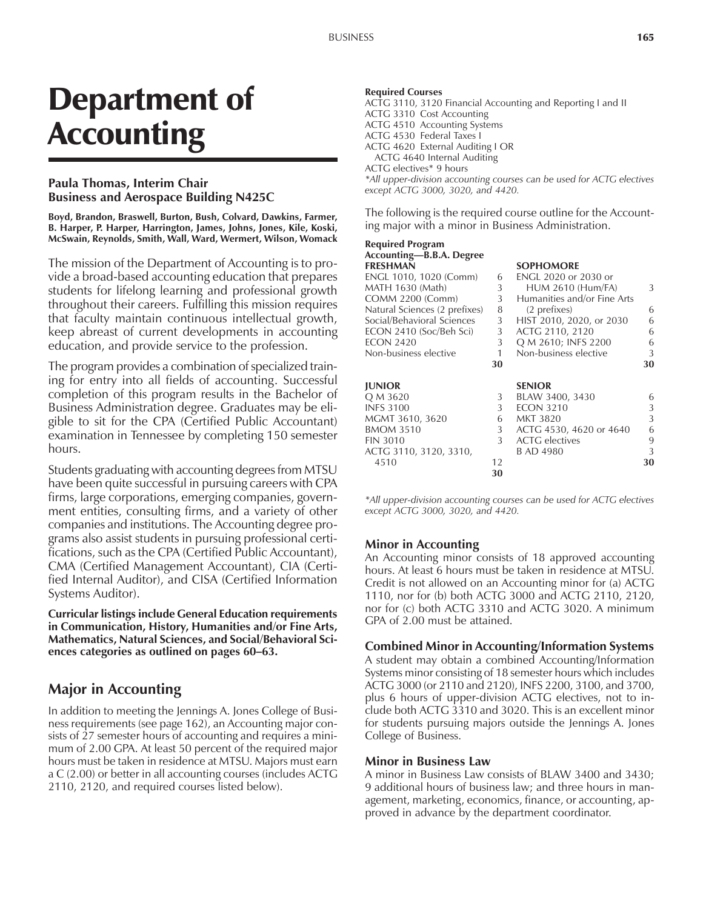# Department of Accounting

**Paula Thomas, Interim Chair**
**Business and Aerospace Building N425C**

**Boyd, Brandon, Braswell, Burton, Bush, Colvard, Dawkins, Farmer, B. Harper, P. Harper, Harrington, James, Johns, Jones, Kile, Koski, McSwain, Reynolds, Smith, Wall, Ward, Wermert, Wilson, Womack**

The mission of the Department of Accounting is to provide a broad-based accounting education that prepares students for lifelong learning and professional growth throughout their careers. Fulfilling this mission requires that faculty maintain continuous intellectual growth, keep abreast of current developments in accounting education, and provide service to the profession.

The program provides a combination of specialized training for entry into all fields of accounting. Successful completion of this program results in the Bachelor of Business Administration degree. Graduates may be eligible to sit for the CPA (Certified Public Accountant) examination in Tennessee by completing 150 semester hours.

Students graduating with accounting degrees from MTSU have been quite successful in pursuing careers with CPA firms, large corporations, emerging companies, government entities, consulting firms, and a variety of other companies and institutions. The Accounting degree programs also assist students in pursuing professional certifications, such as the CPA (Certified Public Accountant), CMA (Certified Management Accountant), CIA (Certified Internal Auditor), and CISA (Certified Information Systems Auditor).

**Curricular listings include General Education requirements in Communication, History, Humanities and/or Fine Arts, Mathematics, Natural Sciences, and Social/Behavioral Sciences categories as outlined on pages 60–63.**

## Major in Accounting

In addition to meeting the Jennings A. Jones College of Business requirements (see page 162), an Accounting major consists of 27 semester hours of accounting and requires a minimum of 2.00 GPA. At least 50 percent of the required major hours must be taken in residence at MTSU. Majors must earn a C (2.00) or better in all accounting courses (includes ACTG 2110, 2120, and required courses listed below).

**Required Courses**
ACTG 3110, 3120 Financial Accounting and Reporting I and II
ACTG 3310 Cost Accounting
ACTG 4510 Accounting Systems
ACTG 4530 Federal Taxes I
ACTG 4620 External Auditing I OR
  ACTG 4640 Internal Auditing
ACTG electives* 9 hours
*\*All upper-division accounting courses can be used for ACTG electives except ACTG 3000, 3020, and 4420.*

The following is the required course outline for the Accounting major with a minor in Business Administration.

**Required Program**
**Accounting—B.B.A. Degree**

| FRESHMAN | | SOPHOMORE | |
|---|---|---|---|
| ENGL 1010, 1020 (Comm) | 6 | ENGL 2020 or 2030 or HUM 2610 (Hum/FA) | 3 |
| MATH 1630 (Math) | 3 | Humanities and/or Fine Arts (2 prefixes) | 6 |
| COMM 2200 (Comm) | 3 | HIST 2010, 2020, or 2030 | 6 |
| Natural Sciences (2 prefixes) | 8 | ACTG 2110, 2120 | 6 |
| Social/Behavioral Sciences | 3 | Q M 2610; INFS 2200 | 6 |
| ECON 2410 (Soc/Beh Sci) | 3 | Non-business elective | 3 |
| ECON 2420 | 3 | | |
| Non-business elective | 1 | | |
| | **30** | | **30** |

| JUNIOR | | SENIOR | |
|---|---|---|---|
| Q M 3620 | 3 | BLAW 3400, 3430 | 6 |
| INFS 3100 | 3 | ECON 3210 | 3 |
| MGMT 3610, 3620 | 6 | MKT 3820 | 3 |
| BMOM 3510 | 3 | ACTG 4530, 4620 or 4640 | 6 |
| FIN 3010 | 3 | ACTG electives | 9 |
| ACTG 3110, 3120, 3310, 4510 | 12 | B AD 4980 | 3 |
| | **30** | | **30** |

*\*All upper-division accounting courses can be used for ACTG electives except ACTG 3000, 3020, and 4420.*

### Minor in Accounting

An Accounting minor consists of 18 approved accounting hours. At least 6 hours must be taken in residence at MTSU. Credit is not allowed on an Accounting minor for (a) ACTG 1110, nor for (b) both ACTG 3000 and ACTG 2110, 2120, nor for (c) both ACTG 3310 and ACTG 3020. A minimum GPA of 2.00 must be attained.

### Combined Minor in Accounting/Information Systems

A student may obtain a combined Accounting/Information Systems minor consisting of 18 semester hours which includes ACTG 3000 (or 2110 and 2120), INFS 2200, 3100, and 3700, plus 6 hours of upper-division ACTG electives, not to include both ACTG 3310 and 3020. This is an excellent minor for students pursuing majors outside the Jennings A. Jones College of Business.

### Minor in Business Law

A minor in Business Law consists of BLAW 3400 and 3430; 9 additional hours of business law; and three hours in management, marketing, economics, finance, or accounting, approved in advance by the department coordinator.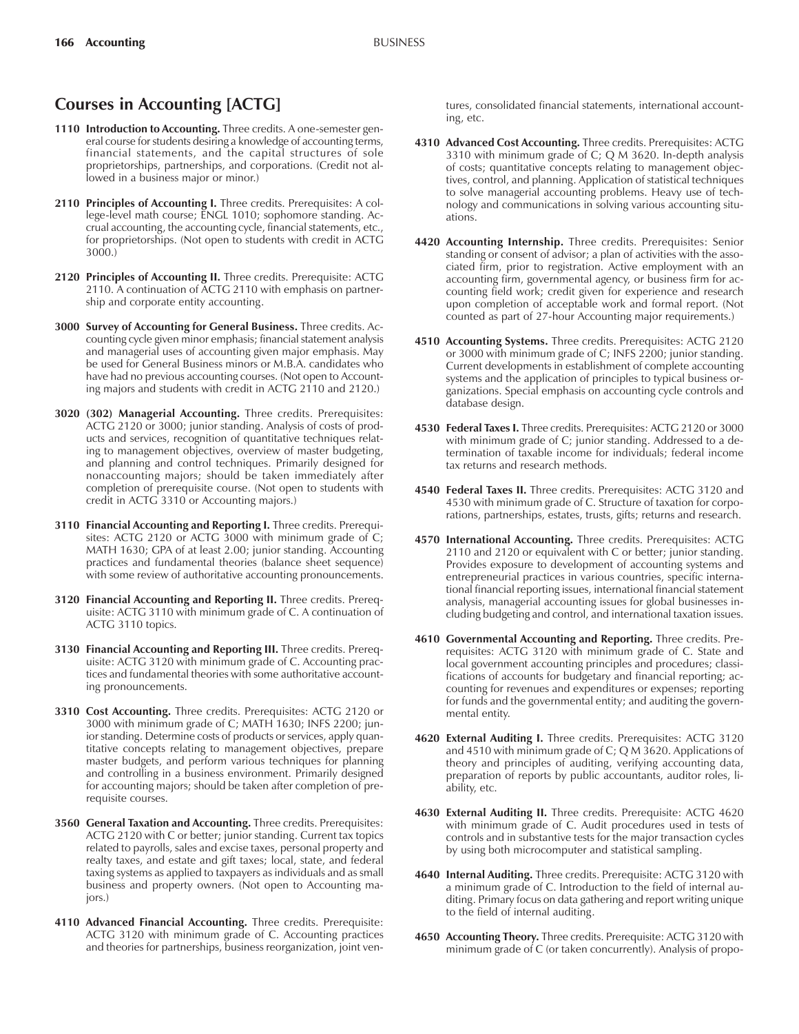## Courses in Accounting [ACTG]

**1110 Introduction to Accounting.** Three credits. A one-semester general course for students desiring a knowledge of accounting terms, financial statements, and the capital structures of sole proprietorships, partnerships, and corporations. (Credit not allowed in a business major or minor.)

**2110 Principles of Accounting I.** Three credits. Prerequisites: A college-level math course; ENGL 1010; sophomore standing. Accrual accounting, the accounting cycle, financial statements, etc., for proprietorships. (Not open to students with credit in ACTG 3000.)

**2120 Principles of Accounting II.** Three credits. Prerequisite: ACTG 2110. A continuation of ACTG 2110 with emphasis on partnership and corporate entity accounting.

**3000 Survey of Accounting for General Business.** Three credits. Accounting cycle given minor emphasis; financial statement analysis and managerial uses of accounting given major emphasis. May be used for General Business minors or M.B.A. candidates who have had no previous accounting courses. (Not open to Accounting majors and students with credit in ACTG 2110 and 2120.)

**3020 (302) Managerial Accounting.** Three credits. Prerequisites: ACTG 2120 or 3000; junior standing. Analysis of costs of products and services, recognition of quantitative techniques relating to management objectives, overview of master budgeting, and planning and control techniques. Primarily designed for nonaccounting majors; should be taken immediately after completion of prerequisite course. (Not open to students with credit in ACTG 3310 or Accounting majors.)

**3110 Financial Accounting and Reporting I.** Three credits. Prerequisites: ACTG 2120 or ACTG 3000 with minimum grade of C; MATH 1630; GPA of at least 2.00; junior standing. Accounting practices and fundamental theories (balance sheet sequence) with some review of authoritative accounting pronouncements.

**3120 Financial Accounting and Reporting II.** Three credits. Prerequisite: ACTG 3110 with minimum grade of C. A continuation of ACTG 3110 topics.

**3130 Financial Accounting and Reporting III.** Three credits. Prerequisite: ACTG 3120 with minimum grade of C. Accounting practices and fundamental theories with some authoritative accounting pronouncements.

**3310 Cost Accounting.** Three credits. Prerequisites: ACTG 2120 or 3000 with minimum grade of C; MATH 1630; INFS 2200; junior standing. Determine costs of products or services, apply quantitative concepts relating to management objectives, prepare master budgets, and perform various techniques for planning and controlling in a business environment. Primarily designed for accounting majors; should be taken after completion of prerequisite courses.

**3560 General Taxation and Accounting.** Three credits. Prerequisites: ACTG 2120 with C or better; junior standing. Current tax topics related to payrolls, sales and excise taxes, personal property and realty taxes, and estate and gift taxes; local, state, and federal taxing systems as applied to taxpayers as individuals and as small business and property owners. (Not open to Accounting majors.)

**4110 Advanced Financial Accounting.** Three credits. Prerequisite: ACTG 3120 with minimum grade of C. Accounting practices and theories for partnerships, business reorganization, joint ventures, consolidated financial statements, international accounting, etc.

**4310 Advanced Cost Accounting.** Three credits. Prerequisites: ACTG 3310 with minimum grade of C; Q M 3620. In-depth analysis of costs; quantitative concepts relating to management objectives, control, and planning. Application of statistical techniques to solve managerial accounting problems. Heavy use of technology and communications in solving various accounting situations.

**4420 Accounting Internship.** Three credits. Prerequisites: Senior standing or consent of advisor; a plan of activities with the associated firm, prior to registration. Active employment with an accounting firm, governmental agency, or business firm for accounting field work; credit given for experience and research upon completion of acceptable work and formal report. (Not counted as part of 27-hour Accounting major requirements.)

**4510 Accounting Systems.** Three credits. Prerequisites: ACTG 2120 or 3000 with minimum grade of C; INFS 2200; junior standing. Current developments in establishment of complete accounting systems and the application of principles to typical business organizations. Special emphasis on accounting cycle controls and database design.

**4530 Federal Taxes I.** Three credits. Prerequisites: ACTG 2120 or 3000 with minimum grade of C; junior standing. Addressed to a determination of taxable income for individuals; federal income tax returns and research methods.

**4540 Federal Taxes II.** Three credits. Prerequisites: ACTG 3120 and 4530 with minimum grade of C. Structure of taxation for corporations, partnerships, estates, trusts, gifts; returns and research.

**4570 International Accounting.** Three credits. Prerequisites: ACTG 2110 and 2120 or equivalent with C or better; junior standing. Provides exposure to development of accounting systems and entrepreneurial practices in various countries, specific international financial reporting issues, international financial statement analysis, managerial accounting issues for global businesses including budgeting and control, and international taxation issues.

**4610 Governmental Accounting and Reporting.** Three credits. Prerequisites: ACTG 3120 with minimum grade of C. State and local government accounting principles and procedures; classifications of accounts for budgetary and financial reporting; accounting for revenues and expenditures or expenses; reporting for funds and the governmental entity; and auditing the governmental entity.

**4620 External Auditing I.** Three credits. Prerequisites: ACTG 3120 and 4510 with minimum grade of C; Q M 3620. Applications of theory and principles of auditing, verifying accounting data, preparation of reports by public accountants, auditor roles, liability, etc.

**4630 External Auditing II.** Three credits. Prerequisite: ACTG 4620 with minimum grade of C. Audit procedures used in tests of controls and in substantive tests for the major transaction cycles by using both microcomputer and statistical sampling.

**4640 Internal Auditing.** Three credits. Prerequisite: ACTG 3120 with a minimum grade of C. Introduction to the field of internal auditing. Primary focus on data gathering and report writing unique to the field of internal auditing.

**4650 Accounting Theory.** Three credits. Prerequisite: ACTG 3120 with minimum grade of C (or taken concurrently). Analysis of propo-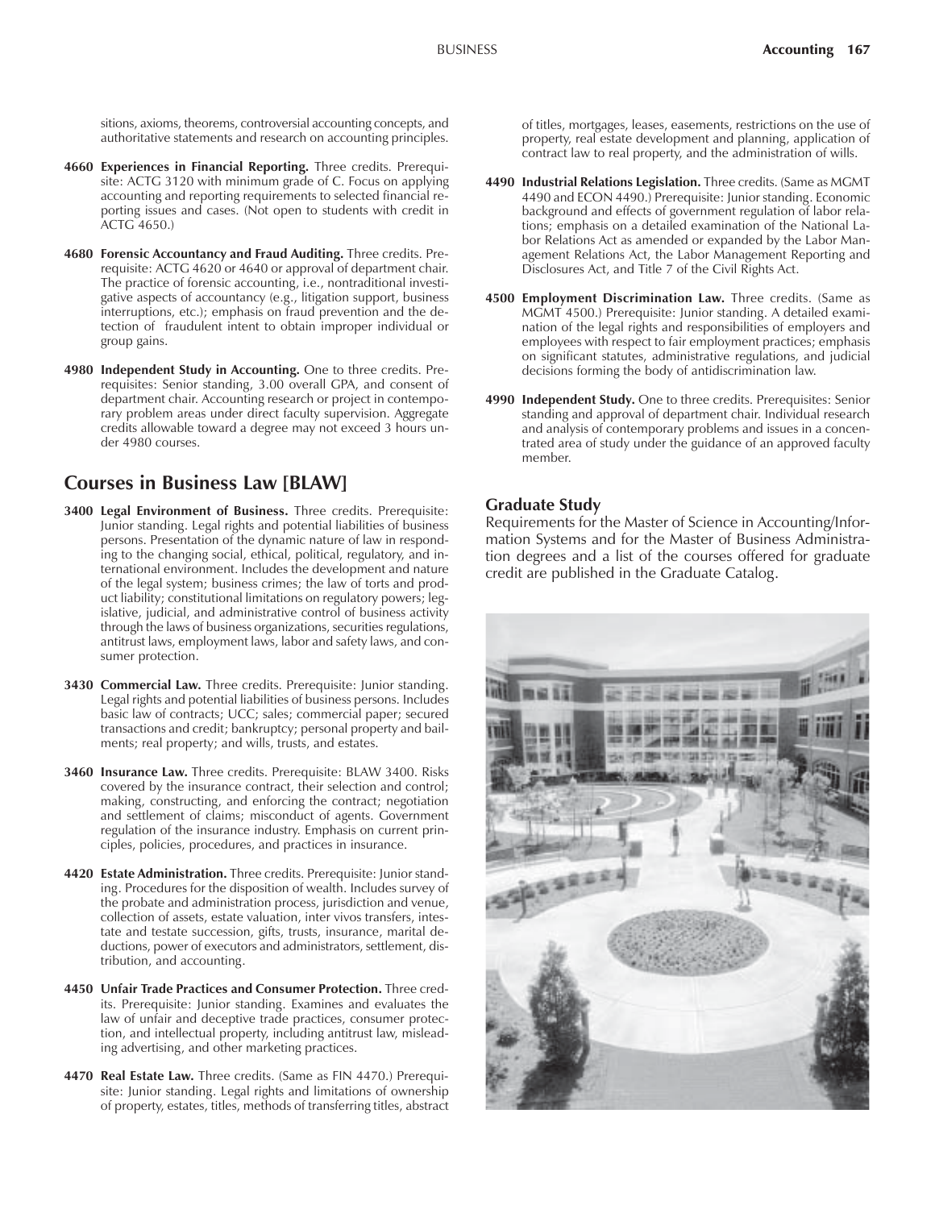sitions, axioms, theorems, controversial accounting concepts, and authoritative statements and research on accounting principles.

**4660 Experiences in Financial Reporting.** Three credits. Prerequisite: ACTG 3120 with minimum grade of C. Focus on applying accounting and reporting requirements to selected financial reporting issues and cases. (Not open to students with credit in ACTG 4650.)

**4680 Forensic Accountancy and Fraud Auditing.** Three credits. Prerequisite: ACTG 4620 or 4640 or approval of department chair. The practice of forensic accounting, i.e., nontraditional investigative aspects of accountancy (e.g., litigation support, business interruptions, etc.); emphasis on fraud prevention and the detection of fraudulent intent to obtain improper individual or group gains.

**4980 Independent Study in Accounting.** One to three credits. Prerequisites: Senior standing, 3.00 overall GPA, and consent of department chair. Accounting research or project in contemporary problem areas under direct faculty supervision. Aggregate credits allowable toward a degree may not exceed 3 hours under 4980 courses.

## Courses in Business Law [BLAW]

**3400 Legal Environment of Business.** Three credits. Prerequisite: Junior standing. Legal rights and potential liabilities of business persons. Presentation of the dynamic nature of law in responding to the changing social, ethical, political, regulatory, and international environment. Includes the development and nature of the legal system; business crimes; the law of torts and product liability; constitutional limitations on regulatory powers; legislative, judicial, and administrative control of business activity through the laws of business organizations, securities regulations, antitrust laws, employment laws, labor and safety laws, and consumer protection.

**3430 Commercial Law.** Three credits. Prerequisite: Junior standing. Legal rights and potential liabilities of business persons. Includes basic law of contracts; UCC; sales; commercial paper; secured transactions and credit; bankruptcy; personal property and bailments; real property; and wills, trusts, and estates.

**3460 Insurance Law.** Three credits. Prerequisite: BLAW 3400. Risks covered by the insurance contract, their selection and control; making, constructing, and enforcing the contract; negotiation and settlement of claims; misconduct of agents. Government regulation of the insurance industry. Emphasis on current principles, policies, procedures, and practices in insurance.

**4420 Estate Administration.** Three credits. Prerequisite: Junior standing. Procedures for the disposition of wealth. Includes survey of the probate and administration process, jurisdiction and venue, collection of assets, estate valuation, inter vivos transfers, intestate and testate succession, gifts, trusts, insurance, marital deductions, power of executors and administrators, settlement, distribution, and accounting.

**4450 Unfair Trade Practices and Consumer Protection.** Three credits. Prerequisite: Junior standing. Examines and evaluates the law of unfair and deceptive trade practices, consumer protection, and intellectual property, including antitrust law, misleading advertising, and other marketing practices.

**4470 Real Estate Law.** Three credits. (Same as FIN 4470.) Prerequisite: Junior standing. Legal rights and limitations of ownership of property, estates, titles, methods of transferring titles, abstract of titles, mortgages, leases, easements, restrictions on the use of property, real estate development and planning, application of contract law to real property, and the administration of wills.

**4490 Industrial Relations Legislation.** Three credits. (Same as MGMT 4490 and ECON 4490.) Prerequisite: Junior standing. Economic background and effects of government regulation of labor relations; emphasis on a detailed examination of the National Labor Relations Act as amended or expanded by the Labor Management Relations Act, the Labor Management Reporting and Disclosures Act, and Title 7 of the Civil Rights Act.

**4500 Employment Discrimination Law.** Three credits. (Same as MGMT 4500.) Prerequisite: Junior standing. A detailed examination of the legal rights and responsibilities of employers and employees with respect to fair employment practices; emphasis on significant statutes, administrative regulations, and judicial decisions forming the body of antidiscrimination law.

**4990 Independent Study.** One to three credits. Prerequisites: Senior standing and approval of department chair. Individual research and analysis of contemporary problems and issues in a concentrated area of study under the guidance of an approved faculty member.

### Graduate Study

Requirements for the Master of Science in Accounting/Information Systems and for the Master of Business Administration degrees and a list of the courses offered for graduate credit are published in the Graduate Catalog.